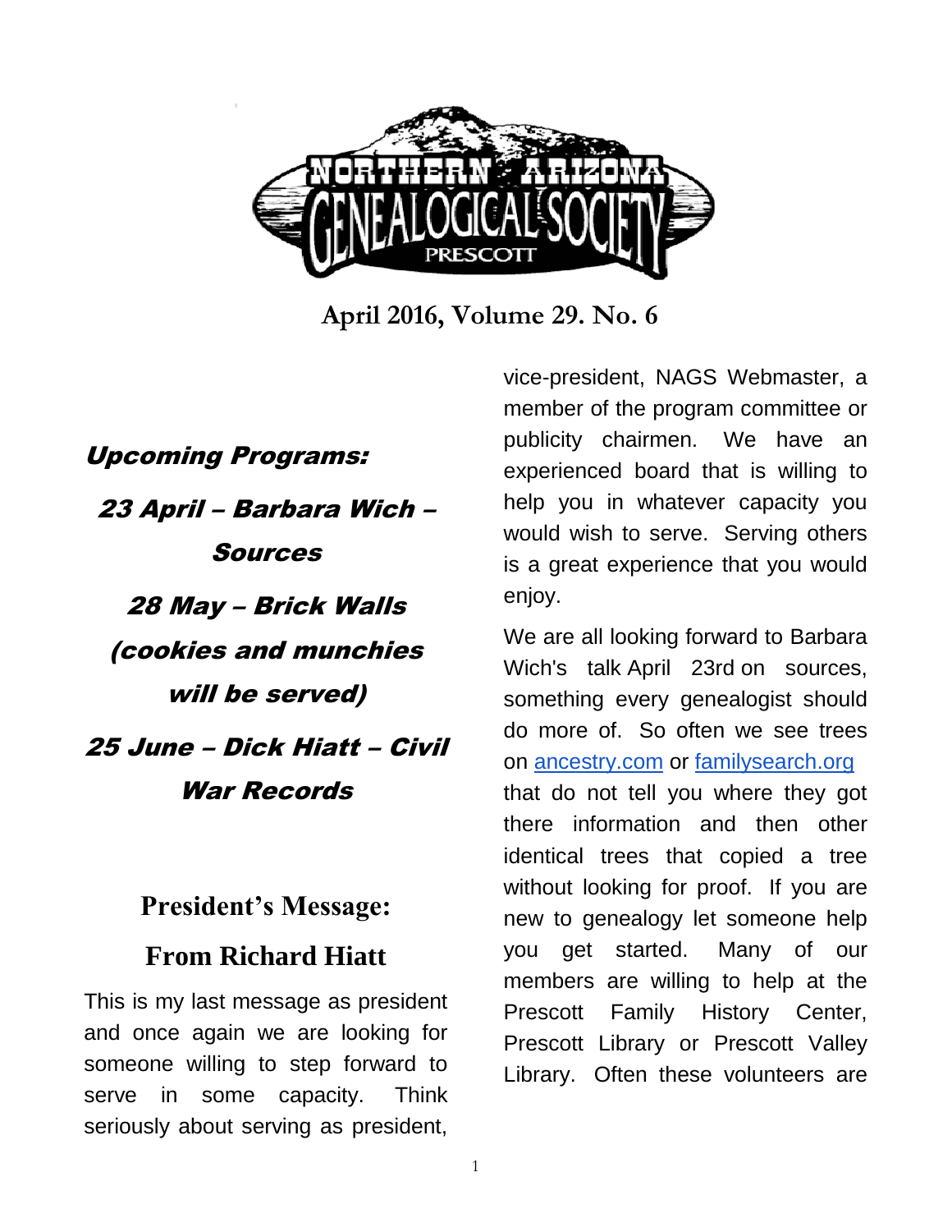# Northern Arizona Genealogical Society — Prescott

**April 2016, Volume 29. No. 6**

***Upcoming Programs:***

***23 April – Barbara Wich – Sources***

***28 May – Brick Walls (cookies and munchies will be served)***

***25 June – Dick Hiatt – Civil War Records***

## President's Message: From Richard Hiatt

This is my last message as president and once again we are looking for someone willing to step forward to serve in some capacity. Think seriously about serving as president, vice-president, NAGS Webmaster, a member of the program committee or publicity chairmen. We have an experienced board that is willing to help you in whatever capacity you would wish to serve. Serving others is a great experience that you would enjoy.

We are all looking forward to Barbara Wich's talk April 23rd on sources, something every genealogist should do more of. So often we see trees on [ancestry.com](ancestry.com) or [familysearch.org](familysearch.org) that do not tell you where they got there information and then other identical trees that copied a tree without looking for proof. If you are new to genealogy let someone help you get started. Many of our members are willing to help at the Prescott Family History Center, Prescott Library or Prescott Valley Library. Often these volunteers are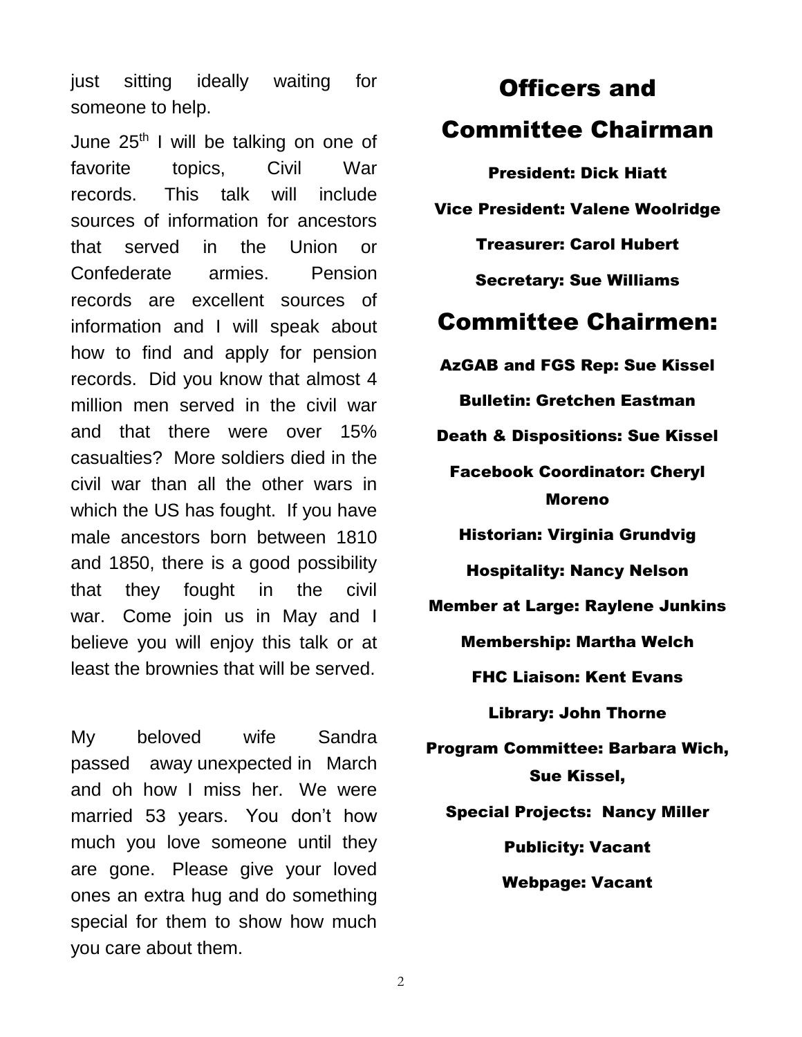just sitting ideally waiting for someone to help.

June 25th I will be talking on one of favorite topics, Civil War records. This talk will include sources of information for ancestors that served in the Union or Confederate armies. Pension records are excellent sources of information and I will speak about how to find and apply for pension records. Did you know that almost 4 million men served in the civil war and that there were over 15% casualties? More soldiers died in the civil war than all the other wars in which the US has fought. If you have male ancestors born between 1810 and 1850, there is a good possibility that they fought in the civil war. Come join us in May and I believe you will enjoy this talk or at least the brownies that will be served.

My beloved wife Sandra passed away unexpected in March and oh how I miss her. We were married 53 years. You don't how much you love someone until they are gone. Please give your loved ones an extra hug and do something special for them to show how much you care about them.

# Officers and Committee Chairman

**President: Dick Hiatt**

**Vice President: Valene Woolridge**

**Treasurer: Carol Hubert**

**Secretary: Sue Williams**

# Committee Chairmen:

**AzGAB and FGS Rep: Sue Kissel**

**Bulletin: Gretchen Eastman**

**Death & Dispositions: Sue Kissel**

**Facebook Coordinator: Cheryl Moreno**

**Historian: Virginia Grundvig**

**Hospitality: Nancy Nelson**

**Member at Large: Raylene Junkins**

**Membership: Martha Welch**

**FHC Liaison: Kent Evans**

**Library: John Thorne**

**Program Committee: Barbara Wich, Sue Kissel,**

**Special Projects: Nancy Miller**

**Publicity: Vacant**

**Webpage: Vacant**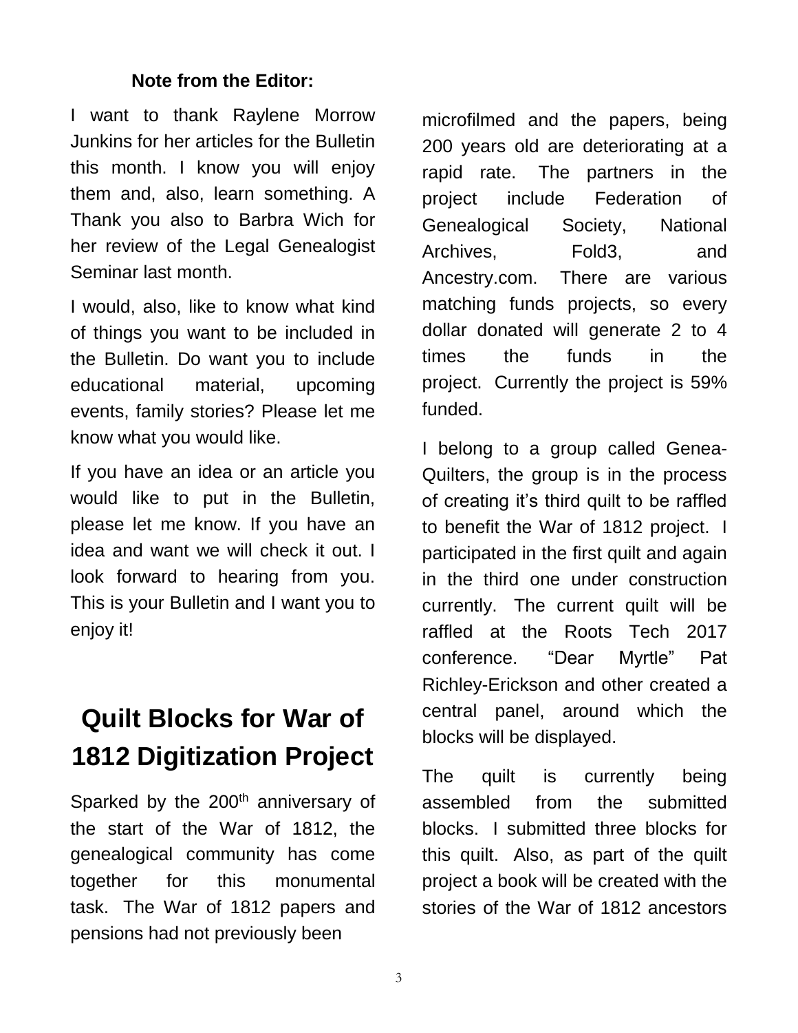**Note from the Editor:**

I want to thank Raylene Morrow Junkins for her articles for the Bulletin this month. I know you will enjoy them and, also, learn something. A Thank you also to Barbra Wich for her review of the Legal Genealogist Seminar last month.

I would, also, like to know what kind of things you want to be included in the Bulletin. Do want you to include educational material, upcoming events, family stories? Please let me know what you would like.

If you have an idea or an article you would like to put in the Bulletin, please let me know. If you have an idea and want we will check it out. I look forward to hearing from you. This is your Bulletin and I want you to enjoy it!

# Quilt Blocks for War of 1812 Digitization Project

Sparked by the 200th anniversary of the start of the War of 1812, the genealogical community has come together for this monumental task. The War of 1812 papers and pensions had not previously been microfilmed and the papers, being 200 years old are deteriorating at a rapid rate. The partners in the project include Federation of Genealogical Society, National Archives, Fold3, and Ancestry.com. There are various matching funds projects, so every dollar donated will generate 2 to 4 times the funds in the project. Currently the project is 59% funded.

I belong to a group called Genea-Quilters, the group is in the process of creating it's third quilt to be raffled to benefit the War of 1812 project. I participated in the first quilt and again in the third one under construction currently. The current quilt will be raffled at the Roots Tech 2017 conference. "Dear Myrtle" Pat Richley-Erickson and other created a central panel, around which the blocks will be displayed.

The quilt is currently being assembled from the submitted blocks. I submitted three blocks for this quilt. Also, as part of the quilt project a book will be created with the stories of the War of 1812 ancestors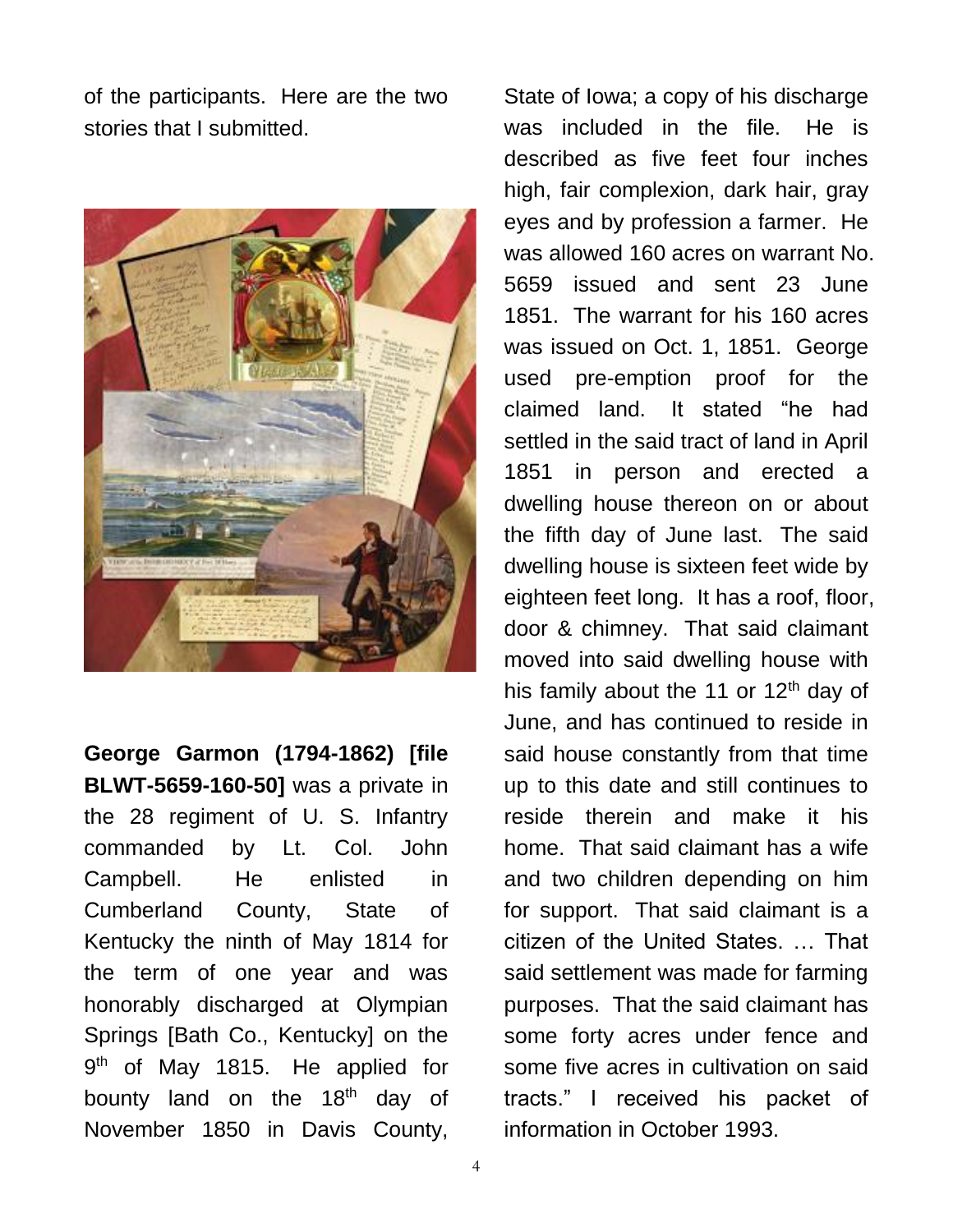of the participants. Here are the two stories that I submitted.

**George Garmon (1794-1862) [file BLWT-5659-160-50]** was a private in the 28 regiment of U. S. Infantry commanded by Lt. Col. John Campbell. He enlisted in Cumberland County, State of Kentucky the ninth of May 1814 for the term of one year and was honorably discharged at Olympian Springs [Bath Co., Kentucky] on the 9th of May 1815. He applied for bounty land on the 18th day of November 1850 in Davis County, State of Iowa; a copy of his discharge was included in the file. He is described as five feet four inches high, fair complexion, dark hair, gray eyes and by profession a farmer. He was allowed 160 acres on warrant No. 5659 issued and sent 23 June 1851. The warrant for his 160 acres was issued on Oct. 1, 1851. George used pre-emption proof for the claimed land. It stated "he had settled in the said tract of land in April 1851 in person and erected a dwelling house thereon on or about the fifth day of June last. The said dwelling house is sixteen feet wide by eighteen feet long. It has a roof, floor, door & chimney. That said claimant moved into said dwelling house with his family about the 11 or 12th day of June, and has continued to reside in said house constantly from that time up to this date and still continues to reside therein and make it his home. That said claimant has a wife and two children depending on him for support. That said claimant is a citizen of the United States. … That said settlement was made for farming purposes. That the said claimant has some forty acres under fence and some five acres in cultivation on said tracts." I received his packet of information in October 1993.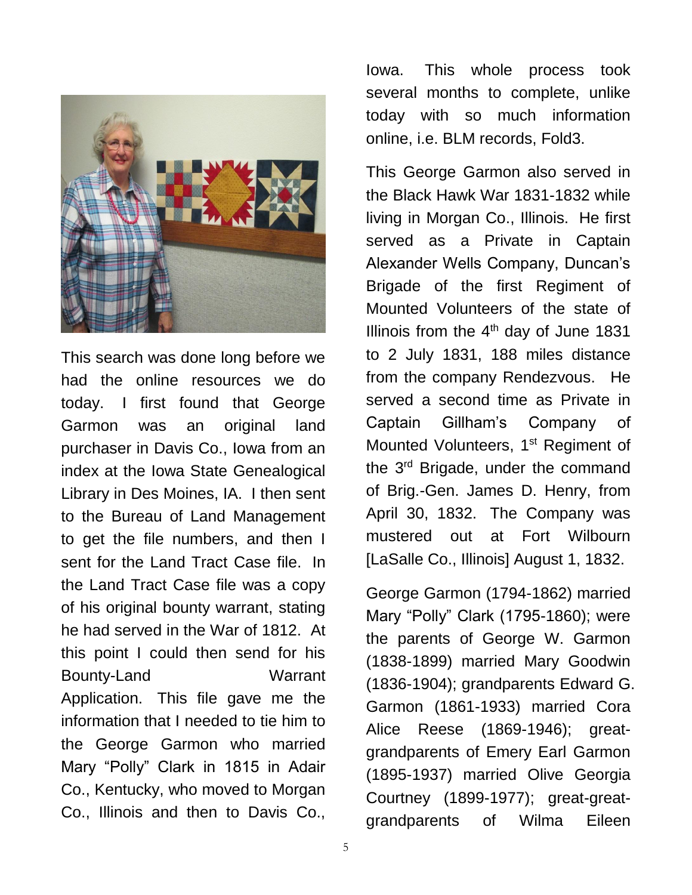This search was done long before we had the online resources we do today. I first found that George Garmon was an original land purchaser in Davis Co., Iowa from an index at the Iowa State Genealogical Library in Des Moines, IA. I then sent to the Bureau of Land Management to get the file numbers, and then I sent for the Land Tract Case file. In the Land Tract Case file was a copy of his original bounty warrant, stating he had served in the War of 1812. At this point I could then send for his Bounty-Land Warrant Application. This file gave me the information that I needed to tie him to the George Garmon who married Mary "Polly" Clark in 1815 in Adair Co., Kentucky, who moved to Morgan Co., Illinois and then to Davis Co., Iowa. This whole process took several months to complete, unlike today with so much information online, i.e. BLM records, Fold3.

This George Garmon also served in the Black Hawk War 1831-1832 while living in Morgan Co., Illinois. He first served as a Private in Captain Alexander Wells Company, Duncan's Brigade of the first Regiment of Mounted Volunteers of the state of Illinois from the 4th day of June 1831 to 2 July 1831, 188 miles distance from the company Rendezvous. He served a second time as Private in Captain Gillham's Company of Mounted Volunteers, 1st Regiment of the 3rd Brigade, under the command of Brig.-Gen. James D. Henry, from April 30, 1832. The Company was mustered out at Fort Wilbourn [LaSalle Co., Illinois] August 1, 1832.

George Garmon (1794-1862) married Mary "Polly" Clark (1795-1860); were the parents of George W. Garmon (1838-1899) married Mary Goodwin (1836-1904); grandparents Edward G. Garmon (1861-1933) married Cora Alice Reese (1869-1946); great-grandparents of Emery Earl Garmon (1895-1937) married Olive Georgia Courtney (1899-1977); great-great-grandparents of Wilma Eileen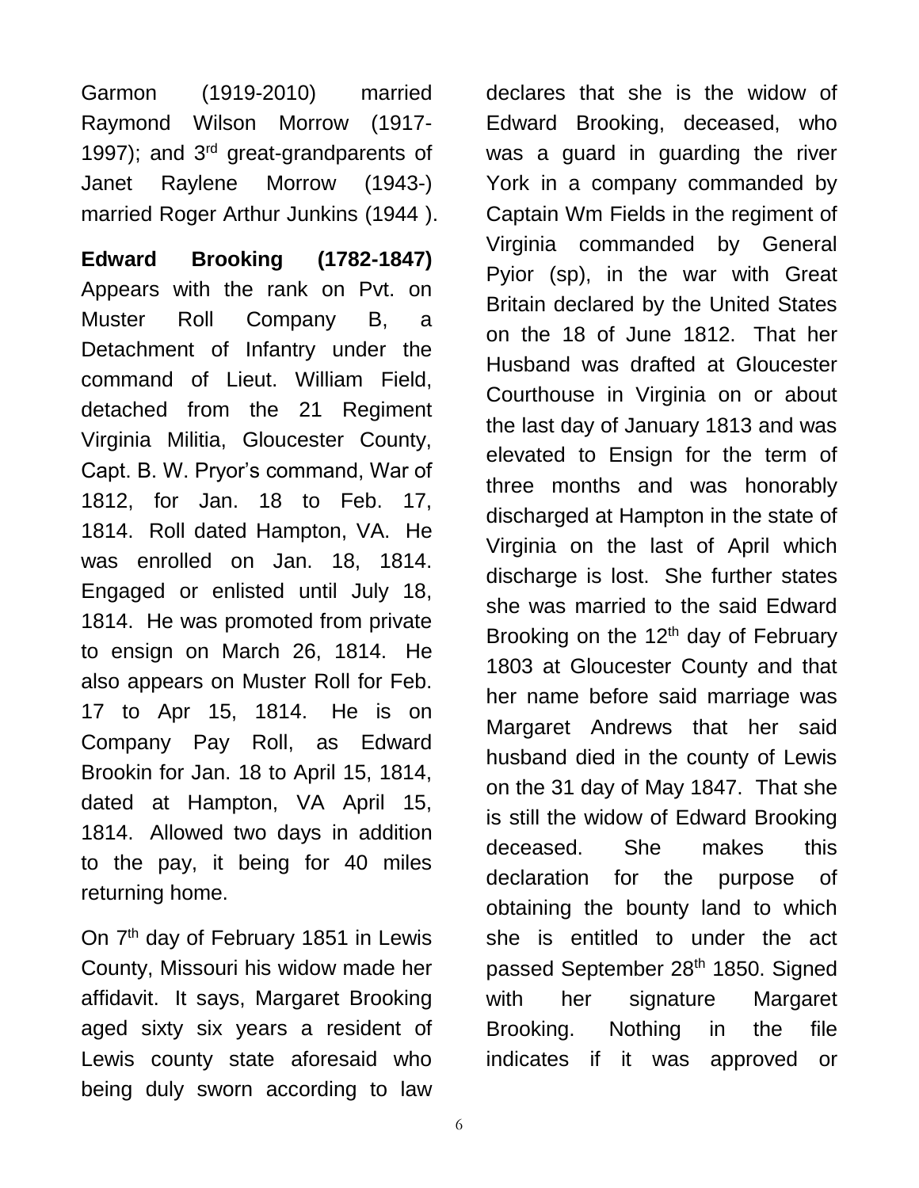Garmon (1919-2010) married Raymond Wilson Morrow (1917-1997); and 3rd great-grandparents of Janet Raylene Morrow (1943-) married Roger Arthur Junkins (1944 ).

**Edward Brooking (1782-1847)** Appears with the rank on Pvt. on Muster Roll Company B, a Detachment of Infantry under the command of Lieut. William Field, detached from the 21 Regiment Virginia Militia, Gloucester County, Capt. B. W. Pryor's command, War of 1812, for Jan. 18 to Feb. 17, 1814. Roll dated Hampton, VA. He was enrolled on Jan. 18, 1814. Engaged or enlisted until July 18, 1814. He was promoted from private to ensign on March 26, 1814. He also appears on Muster Roll for Feb. 17 to Apr 15, 1814. He is on Company Pay Roll, as Edward Brookin for Jan. 18 to April 15, 1814, dated at Hampton, VA April 15, 1814. Allowed two days in addition to the pay, it being for 40 miles returning home.

On 7th day of February 1851 in Lewis County, Missouri his widow made her affidavit. It says, Margaret Brooking aged sixty six years a resident of Lewis county state aforesaid who being duly sworn according to law declares that she is the widow of Edward Brooking, deceased, who was a guard in guarding the river York in a company commanded by Captain Wm Fields in the regiment of Virginia commanded by General Pyior (sp), in the war with Great Britain declared by the United States on the 18 of June 1812. That her Husband was drafted at Gloucester Courthouse in Virginia on or about the last day of January 1813 and was elevated to Ensign for the term of three months and was honorably discharged at Hampton in the state of Virginia on the last of April which discharge is lost. She further states she was married to the said Edward Brooking on the 12th day of February 1803 at Gloucester County and that her name before said marriage was Margaret Andrews that her said husband died in the county of Lewis on the 31 day of May 1847. That she is still the widow of Edward Brooking deceased. She makes this declaration for the purpose of obtaining the bounty land to which she is entitled to under the act passed September 28th 1850. Signed with her signature Margaret Brooking. Nothing in the file indicates if it was approved or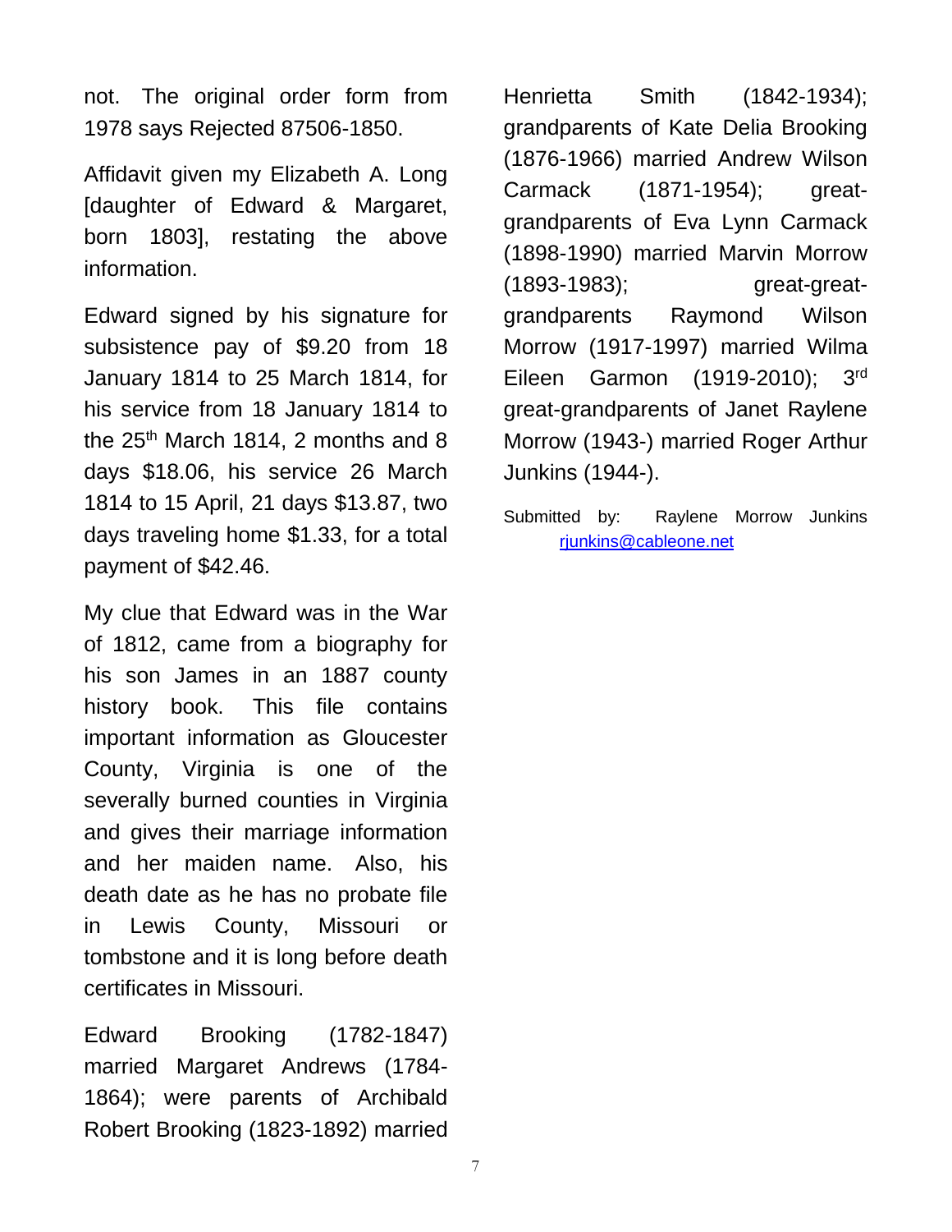not. The original order form from 1978 says Rejected 87506-1850.

Affidavit given my Elizabeth A. Long [daughter of Edward & Margaret, born 1803], restating the above information.

Edward signed by his signature for subsistence pay of $9.20 from 18 January 1814 to 25 March 1814, for his service from 18 January 1814 to the 25th March 1814, 2 months and 8 days $18.06, his service 26 March 1814 to 15 April, 21 days $13.87, two days traveling home $1.33, for a total payment of $42.46.

My clue that Edward was in the War of 1812, came from a biography for his son James in an 1887 county history book. This file contains important information as Gloucester County, Virginia is one of the severally burned counties in Virginia and gives their marriage information and her maiden name. Also, his death date as he has no probate file in Lewis County, Missouri or tombstone and it is long before death certificates in Missouri.

Edward Brooking (1782-1847) married Margaret Andrews (1784-1864); were parents of Archibald Robert Brooking (1823-1892) married Henrietta Smith (1842-1934); grandparents of Kate Delia Brooking (1876-1966) married Andrew Wilson Carmack (1871-1954); great-grandparents of Eva Lynn Carmack (1898-1990) married Marvin Morrow (1893-1983); great-great-grandparents Raymond Wilson Morrow (1917-1997) married Wilma Eileen Garmon (1919-2010); 3rd great-great-grandparents of Janet Raylene Morrow (1943-) married Roger Arthur Junkins (1944-).

Submitted by: Raylene Morrow Junkins rjunkins@cableone.net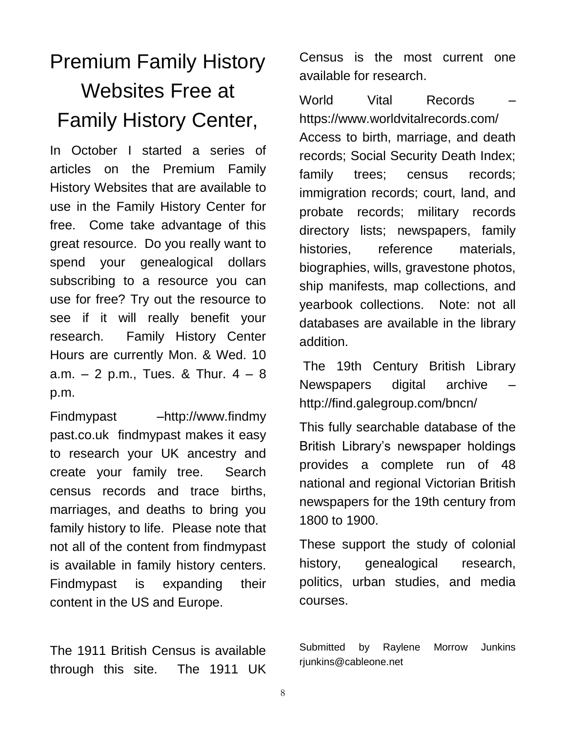# Premium Family History Websites Free at Family History Center,

In October I started a series of articles on the Premium Family History Websites that are available to use in the Family History Center for free. Come take advantage of this great resource. Do you really want to spend your genealogical dollars subscribing to a resource you can use for free? Try out the resource to see if it will really benefit your research. Family History Center Hours are currently Mon. & Wed. 10 a.m. – 2 p.m., Tues. & Thur. 4 – 8 p.m.

Findmypast –http://www.findmypast.co.uk findmypast makes it easy to research your UK ancestry and create your family tree. Search census records and trace births, marriages, and deaths to bring you family history to life. Please note that not all of the content from findmypast is available in family history centers. Findmypast is expanding their content in the US and Europe.

The 1911 British Census is available through this site. The 1911 UK Census is the most current one available for research.

World Vital Records – https://www.worldvitalrecords.com/ Access to birth, marriage, and death records; Social Security Death Index; family trees; census records; immigration records; court, land, and probate records; military records directory lists; newspapers, family histories, reference materials, biographies, wills, gravestone photos, ship manifests, map collections, and yearbook collections. Note: not all databases are available in the library addition.

The 19th Century British Library Newspapers digital archive – http://find.galegroup.com/bncn/

This fully searchable database of the British Library's newspaper holdings provides a complete run of 48 national and regional Victorian British newspapers for the 19th century from 1800 to 1900.

These support the study of colonial history, genealogical research, politics, urban studies, and media courses.

Submitted by Raylene Morrow Junkins rjunkins@cableone.net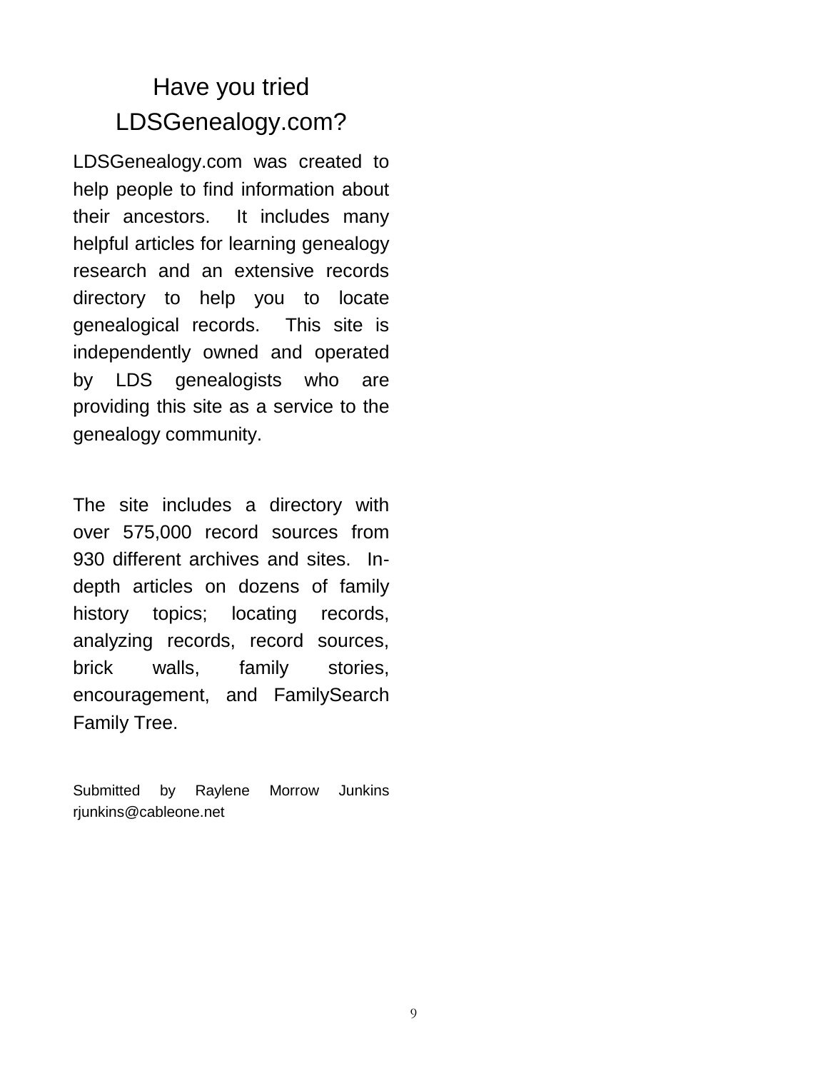# Have you tried LDSGenealogy.com?

LDSGenealogy.com was created to help people to find information about their ancestors. It includes many helpful articles for learning genealogy research and an extensive records directory to help you to locate genealogical records. This site is independently owned and operated by LDS genealogists who are providing this site as a service to the genealogy community.

The site includes a directory with over 575,000 record sources from 930 different archives and sites. In-depth articles on dozens of family history topics; locating records, analyzing records, record sources, brick walls, family stories, encouragement, and FamilySearch Family Tree.

Submitted by Raylene Morrow Junkins rjunkins@cableone.net